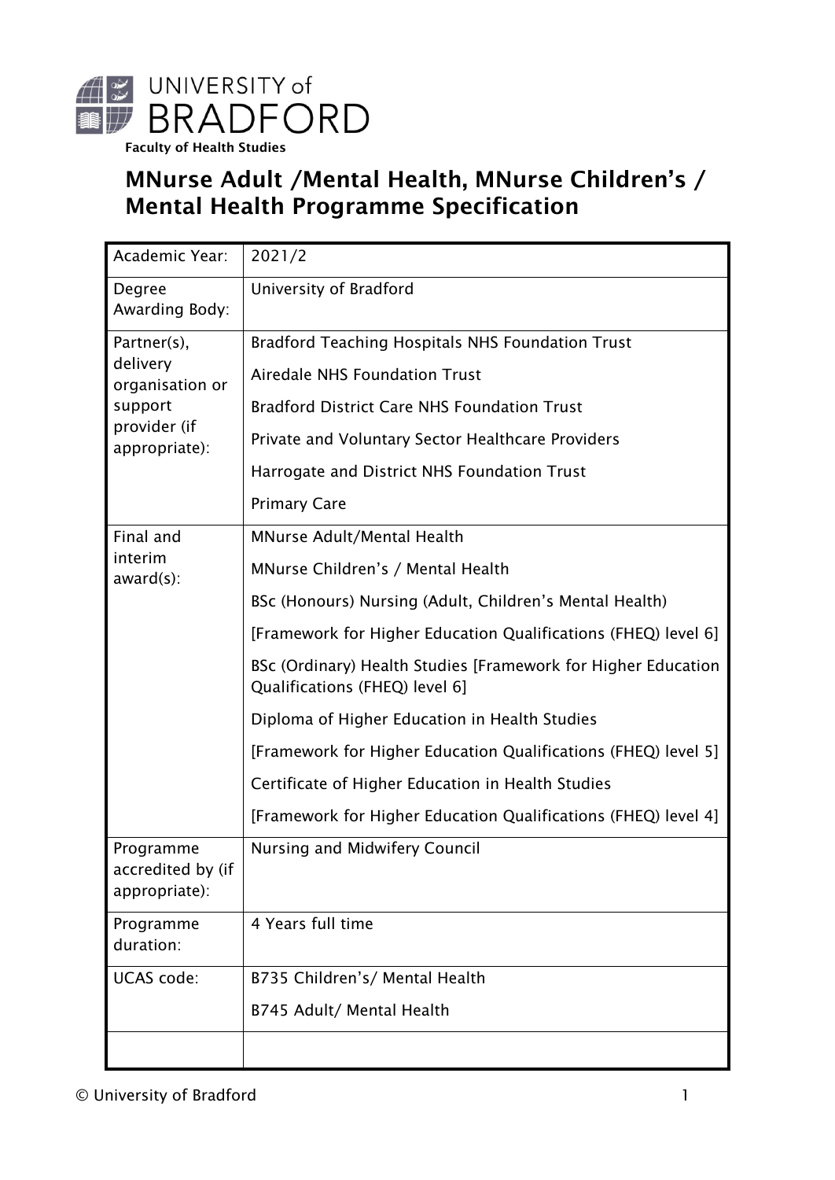UNIVERSITY of BRADFORD

**Faculty of Health Studies**

# MNurse Adult /Mental Health, MNurse Children's / Mental Health Programme Specification

| | |
|---|---|
| Academic Year: | 2021/2 |
| Degree Awarding Body: | University of Bradford |
| Partner(s), delivery organisation or support provider (if appropriate): | Bradford Teaching Hospitals NHS Foundation Trust<br>Airedale NHS Foundation Trust<br>Bradford District Care NHS Foundation Trust<br>Private and Voluntary Sector Healthcare Providers<br>Harrogate and District NHS Foundation Trust<br>Primary Care |
| Final and interim award(s): | MNurse Adult/Mental Health<br>MNurse Children's / Mental Health<br>BSc (Honours) Nursing (Adult, Children's Mental Health)<br>[Framework for Higher Education Qualifications (FHEQ) level 6]<br>BSc (Ordinary) Health Studies [Framework for Higher Education Qualifications (FHEQ) level 6]<br>Diploma of Higher Education in Health Studies<br>[Framework for Higher Education Qualifications (FHEQ) level 5]<br>Certificate of Higher Education in Health Studies<br>[Framework for Higher Education Qualifications (FHEQ) level 4] |
| Programme accredited by (if appropriate): | Nursing and Midwifery Council |
| Programme duration: | 4 Years full time |
| UCAS code: | B735 Children's/ Mental Health<br>B745 Adult/ Mental Health |
| | |

© University of Bradford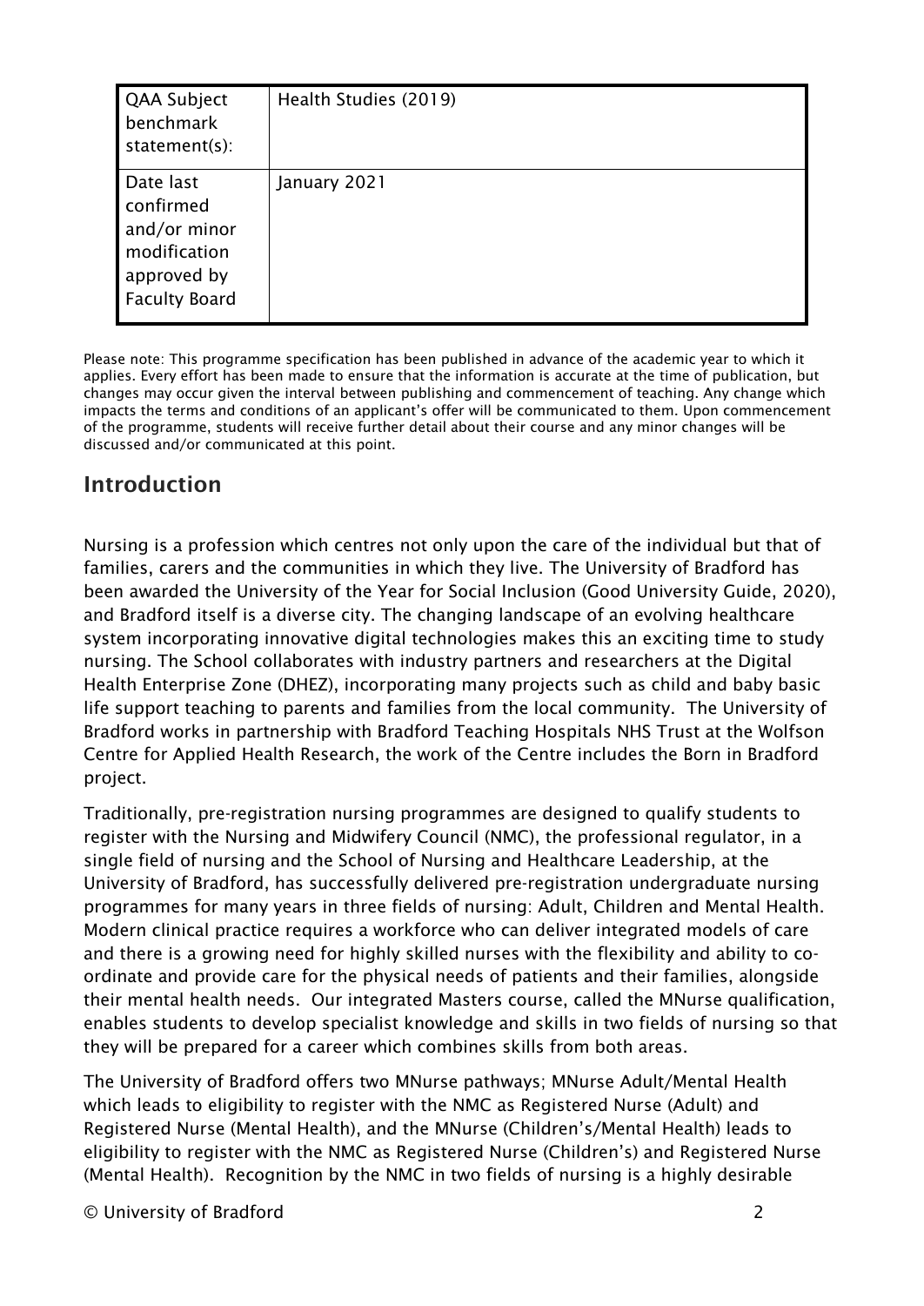| QAA Subject benchmark statement(s): | Health Studies (2019) |
|---|---|
| Date last confirmed and/or minor modification approved by Faculty Board | January 2021 |

Please note: This programme specification has been published in advance of the academic year to which it applies. Every effort has been made to ensure that the information is accurate at the time of publication, but changes may occur given the interval between publishing and commencement of teaching. Any change which impacts the terms and conditions of an applicant's offer will be communicated to them. Upon commencement of the programme, students will receive further detail about their course and any minor changes will be discussed and/or communicated at this point.

## Introduction

Nursing is a profession which centres not only upon the care of the individual but that of families, carers and the communities in which they live. The University of Bradford has been awarded the University of the Year for Social Inclusion (Good University Guide, 2020), and Bradford itself is a diverse city. The changing landscape of an evolving healthcare system incorporating innovative digital technologies makes this an exciting time to study nursing. The School collaborates with industry partners and researchers at the Digital Health Enterprise Zone (DHEZ), incorporating many projects such as child and baby basic life support teaching to parents and families from the local community. The University of Bradford works in partnership with Bradford Teaching Hospitals NHS Trust at the Wolfson Centre for Applied Health Research, the work of the Centre includes the Born in Bradford project.

Traditionally, pre-registration nursing programmes are designed to qualify students to register with the Nursing and Midwifery Council (NMC), the professional regulator, in a single field of nursing and the School of Nursing and Healthcare Leadership, at the University of Bradford, has successfully delivered pre-registration undergraduate nursing programmes for many years in three fields of nursing: Adult, Children and Mental Health. Modern clinical practice requires a workforce who can deliver integrated models of care and there is a growing need for highly skilled nurses with the flexibility and ability to co-ordinate and provide care for the physical needs of patients and their families, alongside their mental health needs. Our integrated Masters course, called the MNurse qualification, enables students to develop specialist knowledge and skills in two fields of nursing so that they will be prepared for a career which combines skills from both areas.

The University of Bradford offers two MNurse pathways; MNurse Adult/Mental Health which leads to eligibility to register with the NMC as Registered Nurse (Adult) and Registered Nurse (Mental Health), and the MNurse (Children's/Mental Health) leads to eligibility to register with the NMC as Registered Nurse (Children's) and Registered Nurse (Mental Health). Recognition by the NMC in two fields of nursing is a highly desirable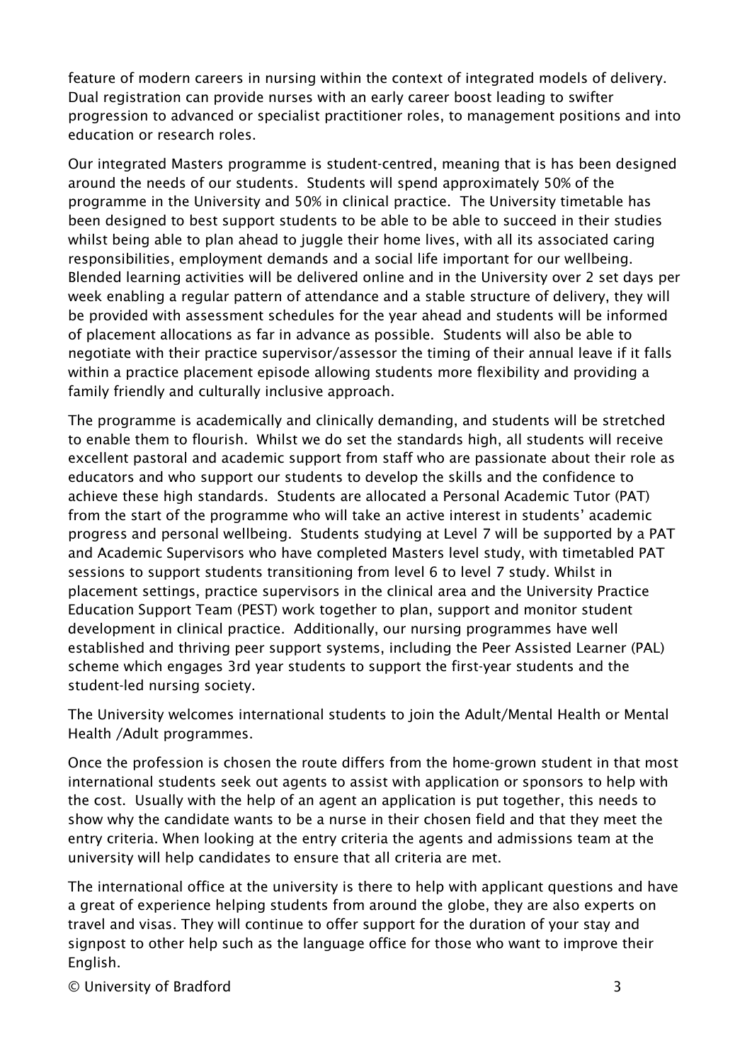feature of modern careers in nursing within the context of integrated models of delivery. Dual registration can provide nurses with an early career boost leading to swifter progression to advanced or specialist practitioner roles, to management positions and into education or research roles.

Our integrated Masters programme is student-centred, meaning that is has been designed around the needs of our students. Students will spend approximately 50% of the programme in the University and 50% in clinical practice. The University timetable has been designed to best support students to be able to be able to succeed in their studies whilst being able to plan ahead to juggle their home lives, with all its associated caring responsibilities, employment demands and a social life important for our wellbeing. Blended learning activities will be delivered online and in the University over 2 set days per week enabling a regular pattern of attendance and a stable structure of delivery, they will be provided with assessment schedules for the year ahead and students will be informed of placement allocations as far in advance as possible. Students will also be able to negotiate with their practice supervisor/assessor the timing of their annual leave if it falls within a practice placement episode allowing students more flexibility and providing a family friendly and culturally inclusive approach.

The programme is academically and clinically demanding, and students will be stretched to enable them to flourish. Whilst we do set the standards high, all students will receive excellent pastoral and academic support from staff who are passionate about their role as educators and who support our students to develop the skills and the confidence to achieve these high standards. Students are allocated a Personal Academic Tutor (PAT) from the start of the programme who will take an active interest in students' academic progress and personal wellbeing. Students studying at Level 7 will be supported by a PAT and Academic Supervisors who have completed Masters level study, with timetabled PAT sessions to support students transitioning from level 6 to level 7 study. Whilst in placement settings, practice supervisors in the clinical area and the University Practice Education Support Team (PEST) work together to plan, support and monitor student development in clinical practice. Additionally, our nursing programmes have well established and thriving peer support systems, including the Peer Assisted Learner (PAL) scheme which engages 3rd year students to support the first-year students and the student-led nursing society.

The University welcomes international students to join the Adult/Mental Health or Mental Health /Adult programmes.

Once the profession is chosen the route differs from the home-grown student in that most international students seek out agents to assist with application or sponsors to help with the cost. Usually with the help of an agent an application is put together, this needs to show why the candidate wants to be a nurse in their chosen field and that they meet the entry criteria. When looking at the entry criteria the agents and admissions team at the university will help candidates to ensure that all criteria are met.

The international office at the university is there to help with applicant questions and have a great of experience helping students from around the globe, they are also experts on travel and visas. They will continue to offer support for the duration of your stay and signpost to other help such as the language office for those who want to improve their English.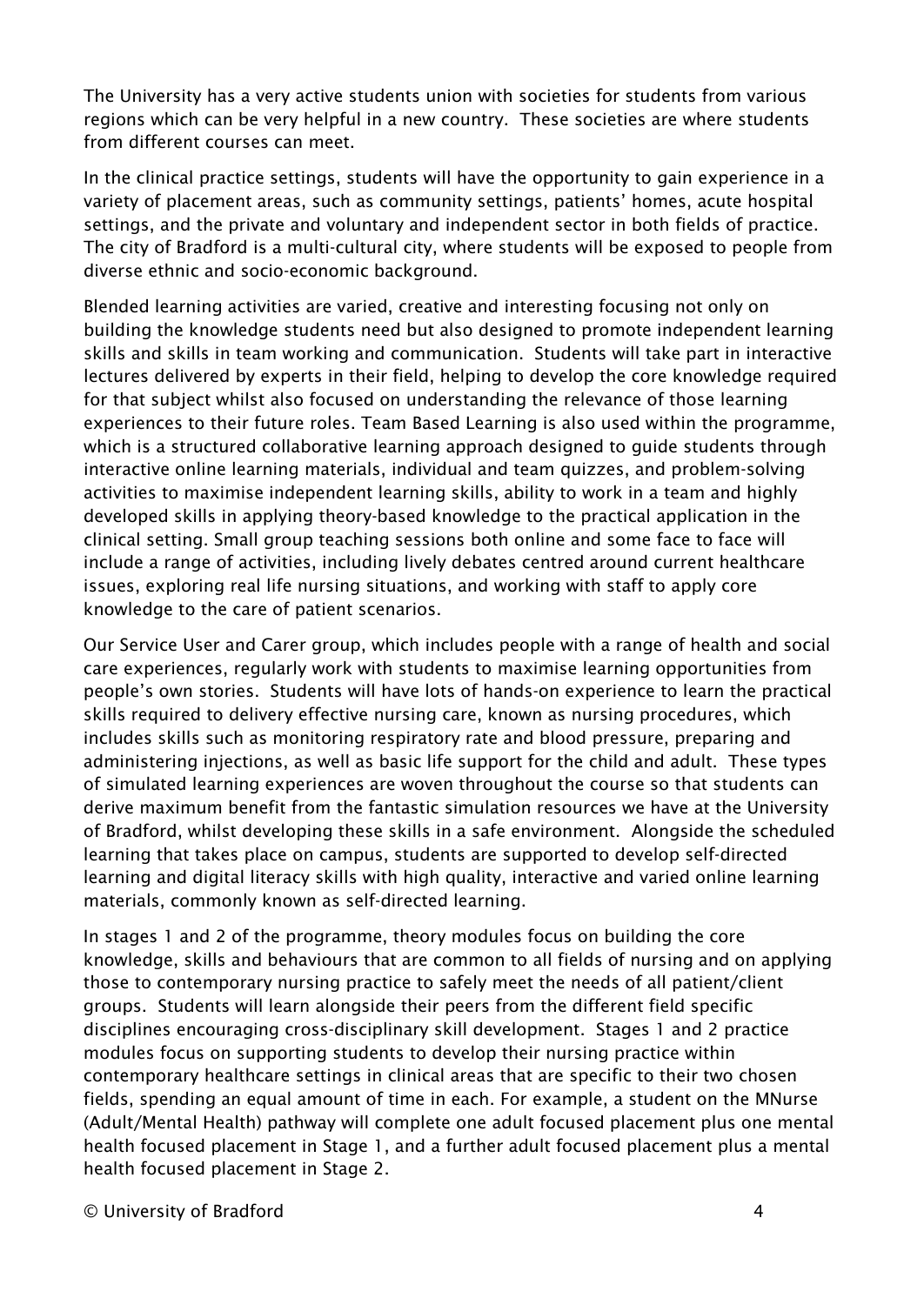The University has a very active students union with societies for students from various regions which can be very helpful in a new country. These societies are where students from different courses can meet.

In the clinical practice settings, students will have the opportunity to gain experience in a variety of placement areas, such as community settings, patients' homes, acute hospital settings, and the private and voluntary and independent sector in both fields of practice. The city of Bradford is a multi-cultural city, where students will be exposed to people from diverse ethnic and socio-economic background.

Blended learning activities are varied, creative and interesting focusing not only on building the knowledge students need but also designed to promote independent learning skills and skills in team working and communication. Students will take part in interactive lectures delivered by experts in their field, helping to develop the core knowledge required for that subject whilst also focused on understanding the relevance of those learning experiences to their future roles. Team Based Learning is also used within the programme, which is a structured collaborative learning approach designed to guide students through interactive online learning materials, individual and team quizzes, and problem-solving activities to maximise independent learning skills, ability to work in a team and highly developed skills in applying theory-based knowledge to the practical application in the clinical setting. Small group teaching sessions both online and some face to face will include a range of activities, including lively debates centred around current healthcare issues, exploring real life nursing situations, and working with staff to apply core knowledge to the care of patient scenarios.

Our Service User and Carer group, which includes people with a range of health and social care experiences, regularly work with students to maximise learning opportunities from people's own stories. Students will have lots of hands-on experience to learn the practical skills required to delivery effective nursing care, known as nursing procedures, which includes skills such as monitoring respiratory rate and blood pressure, preparing and administering injections, as well as basic life support for the child and adult. These types of simulated learning experiences are woven throughout the course so that students can derive maximum benefit from the fantastic simulation resources we have at the University of Bradford, whilst developing these skills in a safe environment. Alongside the scheduled learning that takes place on campus, students are supported to develop self-directed learning and digital literacy skills with high quality, interactive and varied online learning materials, commonly known as self-directed learning.

In stages 1 and 2 of the programme, theory modules focus on building the core knowledge, skills and behaviours that are common to all fields of nursing and on applying those to contemporary nursing practice to safely meet the needs of all patient/client groups. Students will learn alongside their peers from the different field specific disciplines encouraging cross-disciplinary skill development. Stages 1 and 2 practice modules focus on supporting students to develop their nursing practice within contemporary healthcare settings in clinical areas that are specific to their two chosen fields, spending an equal amount of time in each. For example, a student on the MNurse (Adult/Mental Health) pathway will complete one adult focused placement plus one mental health focused placement in Stage 1, and a further adult focused placement plus a mental health focused placement in Stage 2.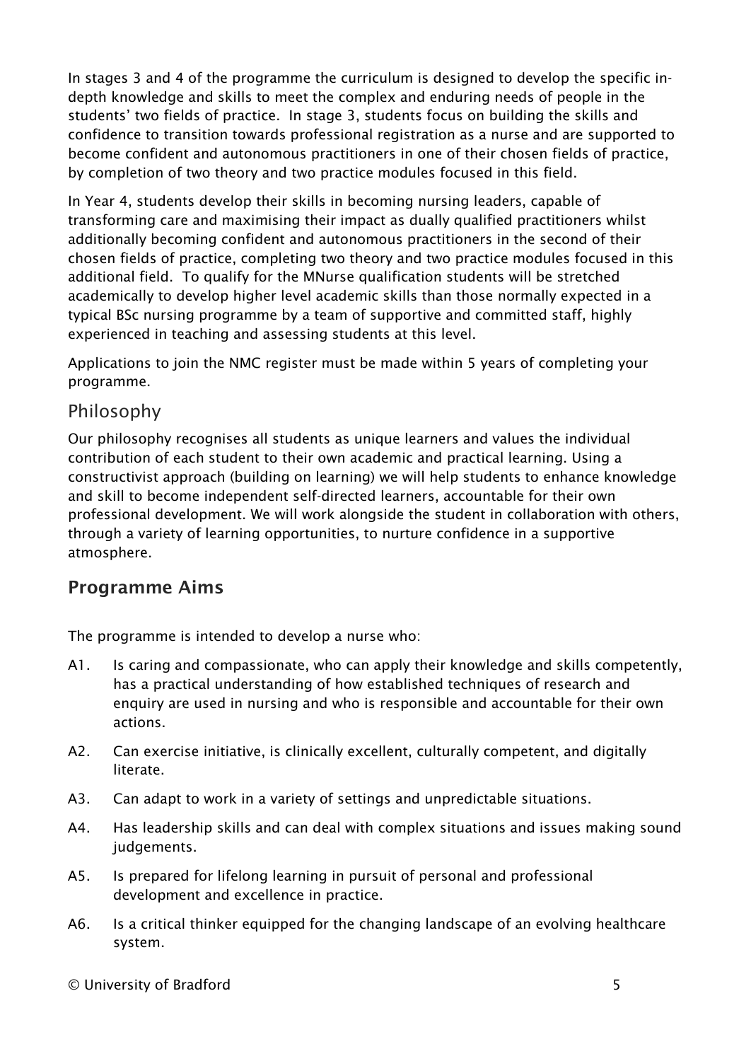In stages 3 and 4 of the programme the curriculum is designed to develop the specific in-depth knowledge and skills to meet the complex and enduring needs of people in the students' two fields of practice. In stage 3, students focus on building the skills and confidence to transition towards professional registration as a nurse and are supported to become confident and autonomous practitioners in one of their chosen fields of practice, by completion of two theory and two practice modules focused in this field.

In Year 4, students develop their skills in becoming nursing leaders, capable of transforming care and maximising their impact as dually qualified practitioners whilst additionally becoming confident and autonomous practitioners in the second of their chosen fields of practice, completing two theory and two practice modules focused in this additional field. To qualify for the MNurse qualification students will be stretched academically to develop higher level academic skills than those normally expected in a typical BSc nursing programme by a team of supportive and committed staff, highly experienced in teaching and assessing students at this level.

Applications to join the NMC register must be made within 5 years of completing your programme.

### Philosophy

Our philosophy recognises all students as unique learners and values the individual contribution of each student to their own academic and practical learning. Using a constructivist approach (building on learning) we will help students to enhance knowledge and skill to become independent self-directed learners, accountable for their own professional development. We will work alongside the student in collaboration with others, through a variety of learning opportunities, to nurture confidence in a supportive atmosphere.

## Programme Aims

The programme is intended to develop a nurse who:

- A1. Is caring and compassionate, who can apply their knowledge and skills competently, has a practical understanding of how established techniques of research and enquiry are used in nursing and who is responsible and accountable for their own actions.
- A2. Can exercise initiative, is clinically excellent, culturally competent, and digitally literate.
- A3. Can adapt to work in a variety of settings and unpredictable situations.
- A4. Has leadership skills and can deal with complex situations and issues making sound judgements.
- A5. Is prepared for lifelong learning in pursuit of personal and professional development and excellence in practice.
- A6. Is a critical thinker equipped for the changing landscape of an evolving healthcare system.

© University of Bradford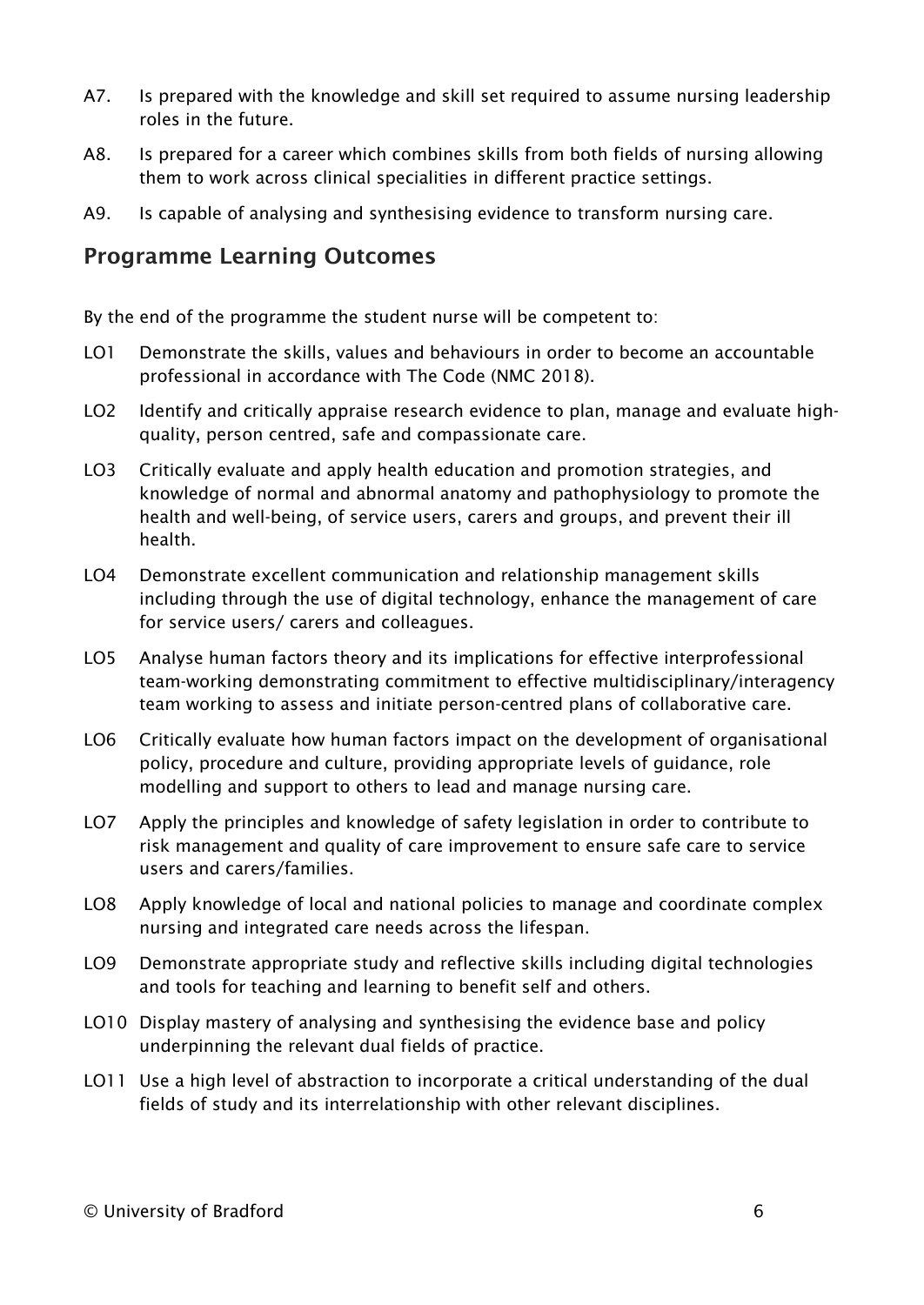A7. Is prepared with the knowledge and skill set required to assume nursing leadership roles in the future.

A8. Is prepared for a career which combines skills from both fields of nursing allowing them to work across clinical specialities in different practice settings.

A9. Is capable of analysing and synthesising evidence to transform nursing care.

## Programme Learning Outcomes

By the end of the programme the student nurse will be competent to:

LO1 Demonstrate the skills, values and behaviours in order to become an accountable professional in accordance with The Code (NMC 2018).

LO2 Identify and critically appraise research evidence to plan, manage and evaluate high-quality, person centred, safe and compassionate care.

LO3 Critically evaluate and apply health education and promotion strategies, and knowledge of normal and abnormal anatomy and pathophysiology to promote the health and well-being, of service users, carers and groups, and prevent their ill health.

LO4 Demonstrate excellent communication and relationship management skills including through the use of digital technology, enhance the management of care for service users/ carers and colleagues.

LO5 Analyse human factors theory and its implications for effective interprofessional team-working demonstrating commitment to effective multidisciplinary/interagency team working to assess and initiate person-centred plans of collaborative care.

LO6 Critically evaluate how human factors impact on the development of organisational policy, procedure and culture, providing appropriate levels of guidance, role modelling and support to others to lead and manage nursing care.

LO7 Apply the principles and knowledge of safety legislation in order to contribute to risk management and quality of care improvement to ensure safe care to service users and carers/families.

LO8 Apply knowledge of local and national policies to manage and coordinate complex nursing and integrated care needs across the lifespan.

LO9 Demonstrate appropriate study and reflective skills including digital technologies and tools for teaching and learning to benefit self and others.

LO10 Display mastery of analysing and synthesising the evidence base and policy underpinning the relevant dual fields of practice.

LO11 Use a high level of abstraction to incorporate a critical understanding of the dual fields of study and its interrelationship with other relevant disciplines.

© University of Bradford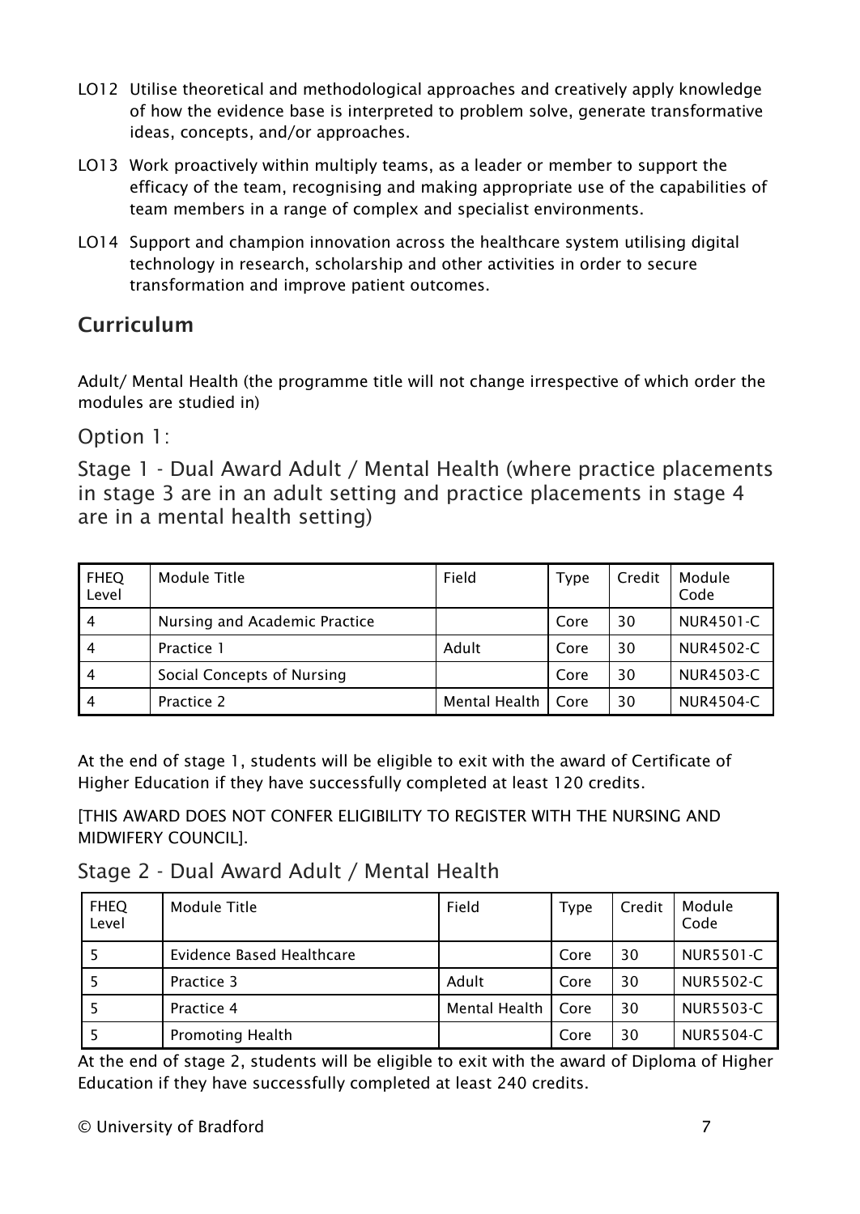LO12 Utilise theoretical and methodological approaches and creatively apply knowledge of how the evidence base is interpreted to problem solve, generate transformative ideas, concepts, and/or approaches.

LO13 Work proactively within multiply teams, as a leader or member to support the efficacy of the team, recognising and making appropriate use of the capabilities of team members in a range of complex and specialist environments.

LO14 Support and champion innovation across the healthcare system utilising digital technology in research, scholarship and other activities in order to secure transformation and improve patient outcomes.

## Curriculum

Adult/ Mental Health (the programme title will not change irrespective of which order the modules are studied in)

### Option 1:

### Stage 1 - Dual Award Adult / Mental Health (where practice placements in stage 3 are in an adult setting and practice placements in stage 4 are in a mental health setting)

| FHEQ Level | Module Title | Field | Type | Credit | Module Code |
|---|---|---|---|---|---|
| 4 | Nursing and Academic Practice | | Core | 30 | NUR4501-C |
| 4 | Practice 1 | Adult | Core | 30 | NUR4502-C |
| 4 | Social Concepts of Nursing | | Core | 30 | NUR4503-C |
| 4 | Practice 2 | Mental Health | Core | 30 | NUR4504-C |

At the end of stage 1, students will be eligible to exit with the award of Certificate of Higher Education if they have successfully completed at least 120 credits.

[THIS AWARD DOES NOT CONFER ELIGIBILITY TO REGISTER WITH THE NURSING AND MIDWIFERY COUNCIL].

### Stage 2 - Dual Award Adult / Mental Health

| FHEQ Level | Module Title | Field | Type | Credit | Module Code |
|---|---|---|---|---|---|
| 5 | Evidence Based Healthcare | | Core | 30 | NUR5501-C |
| 5 | Practice 3 | Adult | Core | 30 | NUR5502-C |
| 5 | Practice 4 | Mental Health | Core | 30 | NUR5503-C |
| 5 | Promoting Health | | Core | 30 | NUR5504-C |

At the end of stage 2, students will be eligible to exit with the award of Diploma of Higher Education if they have successfully completed at least 240 credits.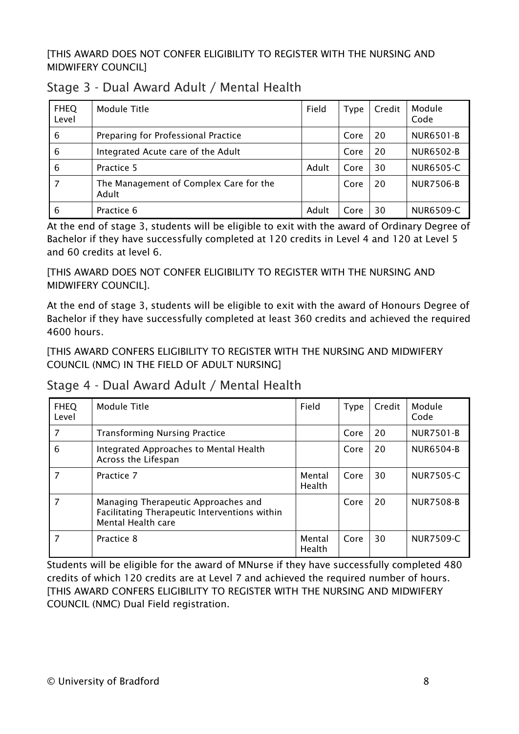[THIS AWARD DOES NOT CONFER ELIGIBILITY TO REGISTER WITH THE NURSING AND MIDWIFERY COUNCIL]

## Stage 3 - Dual Award Adult / Mental Health

| FHEQ Level | Module Title | Field | Type | Credit | Module Code |
|---|---|---|---|---|---|
| 6 | Preparing for Professional Practice | | Core | 20 | NUR6501-B |
| 6 | Integrated Acute care of the Adult | | Core | 20 | NUR6502-B |
| 6 | Practice 5 | Adult | Core | 30 | NUR6505-C |
| 7 | The Management of Complex Care for the Adult | | Core | 20 | NUR7506-B |
| 6 | Practice 6 | Adult | Core | 30 | NUR6509-C |

At the end of stage 3, students will be eligible to exit with the award of Ordinary Degree of Bachelor if they have successfully completed at 120 credits in Level 4 and 120 at Level 5 and 60 credits at level 6.

[THIS AWARD DOES NOT CONFER ELIGIBILITY TO REGISTER WITH THE NURSING AND MIDWIFERY COUNCIL].

At the end of stage 3, students will be eligible to exit with the award of Honours Degree of Bachelor if they have successfully completed at least 360 credits and achieved the required 4600 hours.

[THIS AWARD CONFERS ELIGIBILITY TO REGISTER WITH THE NURSING AND MIDWIFERY COUNCIL (NMC) IN THE FIELD OF ADULT NURSING]

## Stage 4 - Dual Award Adult / Mental Health

| FHEQ Level | Module Title | Field | Type | Credit | Module Code |
|---|---|---|---|---|---|
| 7 | Transforming Nursing Practice | | Core | 20 | NUR7501-B |
| 6 | Integrated Approaches to Mental Health Across the Lifespan | | Core | 20 | NUR6504-B |
| 7 | Practice 7 | Mental Health | Core | 30 | NUR7505-C |
| 7 | Managing Therapeutic Approaches and Facilitating Therapeutic Interventions within Mental Health care | | Core | 20 | NUR7508-B |
| 7 | Practice 8 | Mental Health | Core | 30 | NUR7509-C |

Students will be eligible for the award of MNurse if they have successfully completed 480 credits of which 120 credits are at Level 7 and achieved the required number of hours. [THIS AWARD CONFERS ELIGIBILITY TO REGISTER WITH THE NURSING AND MIDWIFERY COUNCIL (NMC) Dual Field registration.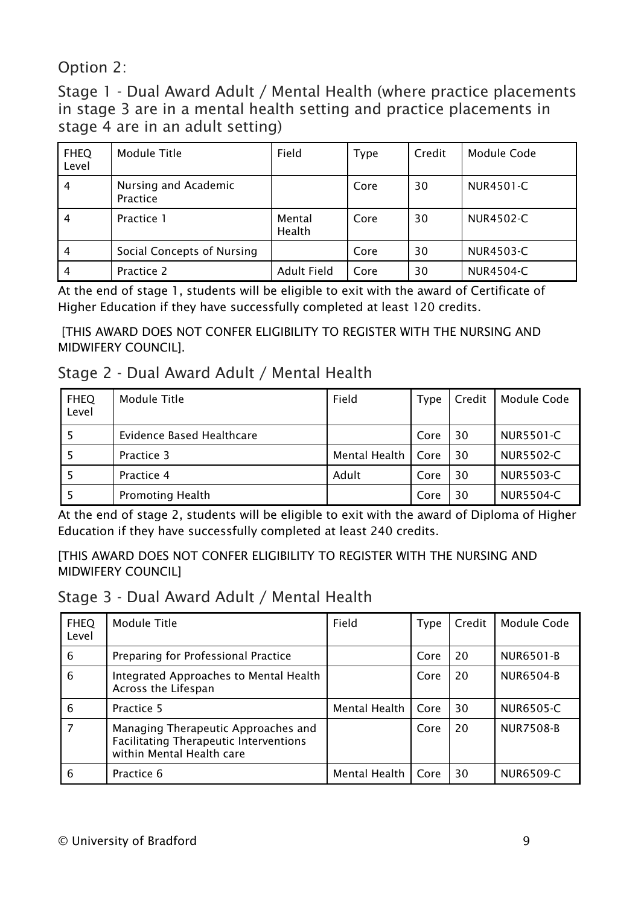Option 2:

## Stage 1 - Dual Award Adult / Mental Health (where practice placements in stage 3 are in a mental health setting and practice placements in stage 4 are in an adult setting)

| FHEQ Level | Module Title | Field | Type | Credit | Module Code |
|---|---|---|---|---|---|
| 4 | Nursing and Academic Practice | | Core | 30 | NUR4501-C |
| 4 | Practice 1 | Mental Health | Core | 30 | NUR4502-C |
| 4 | Social Concepts of Nursing | | Core | 30 | NUR4503-C |
| 4 | Practice 2 | Adult Field | Core | 30 | NUR4504-C |

At the end of stage 1, students will be eligible to exit with the award of Certificate of Higher Education if they have successfully completed at least 120 credits.

[THIS AWARD DOES NOT CONFER ELIGIBILITY TO REGISTER WITH THE NURSING AND MIDWIFERY COUNCIL].

## Stage 2 - Dual Award Adult / Mental Health

| FHEQ Level | Module Title | Field | Type | Credit | Module Code |
|---|---|---|---|---|---|
| 5 | Evidence Based Healthcare | | Core | 30 | NUR5501-C |
| 5 | Practice 3 | Mental Health | Core | 30 | NUR5502-C |
| 5 | Practice 4 | Adult | Core | 30 | NUR5503-C |
| 5 | Promoting Health | | Core | 30 | NUR5504-C |

At the end of stage 2, students will be eligible to exit with the award of Diploma of Higher Education if they have successfully completed at least 240 credits.

[THIS AWARD DOES NOT CONFER ELIGIBILITY TO REGISTER WITH THE NURSING AND MIDWIFERY COUNCIL]

## Stage 3 - Dual Award Adult / Mental Health

| FHEQ Level | Module Title | Field | Type | Credit | Module Code |
|---|---|---|---|---|---|
| 6 | Preparing for Professional Practice | | Core | 20 | NUR6501-B |
| 6 | Integrated Approaches to Mental Health Across the Lifespan | | Core | 20 | NUR6504-B |
| 6 | Practice 5 | Mental Health | Core | 30 | NUR6505-C |
| 7 | Managing Therapeutic Approaches and Facilitating Therapeutic Interventions within Mental Health care | | Core | 20 | NUR7508-B |
| 6 | Practice 6 | Mental Health | Core | 30 | NUR6509-C |

© University of Bradford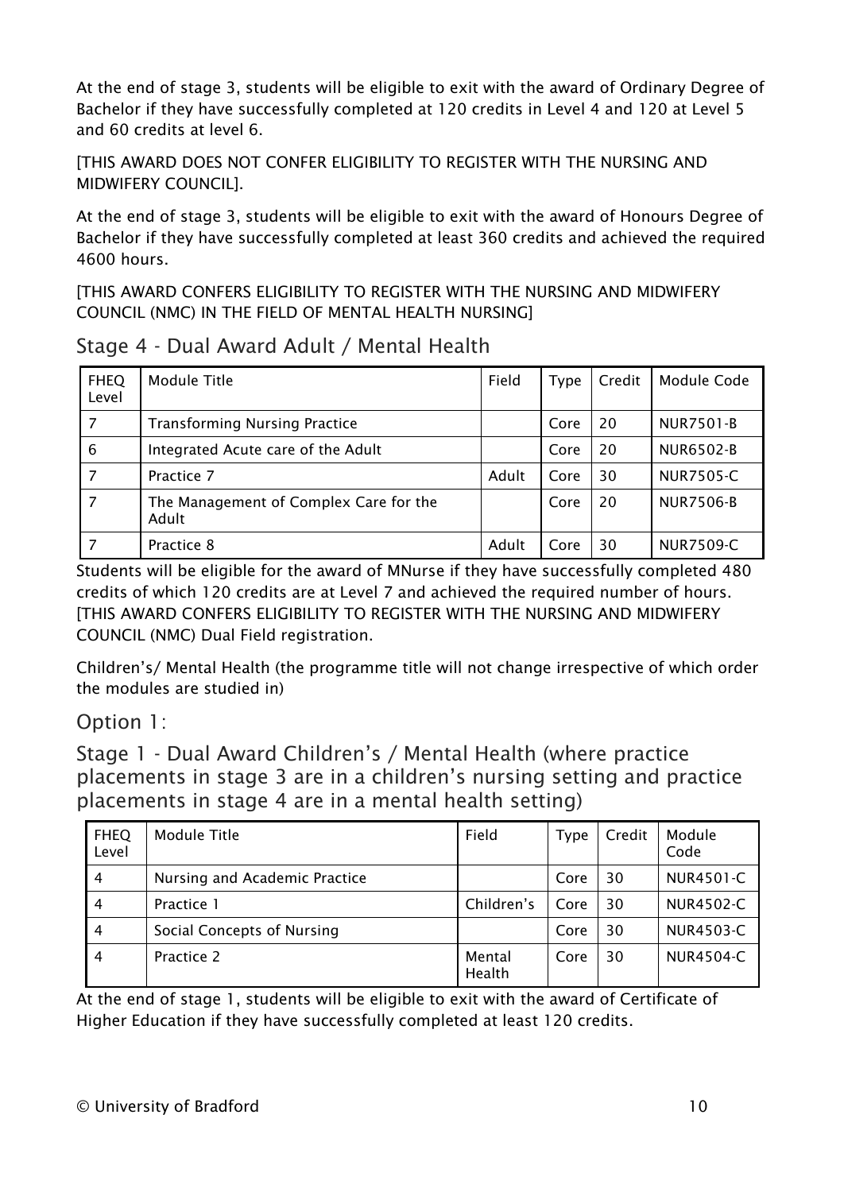At the end of stage 3, students will be eligible to exit with the award of Ordinary Degree of Bachelor if they have successfully completed at 120 credits in Level 4 and 120 at Level 5 and 60 credits at level 6.

[THIS AWARD DOES NOT CONFER ELIGIBILITY TO REGISTER WITH THE NURSING AND MIDWIFERY COUNCIL].

At the end of stage 3, students will be eligible to exit with the award of Honours Degree of Bachelor if they have successfully completed at least 360 credits and achieved the required 4600 hours.

[THIS AWARD CONFERS ELIGIBILITY TO REGISTER WITH THE NURSING AND MIDWIFERY COUNCIL (NMC) IN THE FIELD OF MENTAL HEALTH NURSING]

## Stage 4 - Dual Award Adult / Mental Health

| FHEQ Level | Module Title | Field | Type | Credit | Module Code |
|---|---|---|---|---|---|
| 7 | Transforming Nursing Practice | | Core | 20 | NUR7501-B |
| 6 | Integrated Acute care of the Adult | | Core | 20 | NUR6502-B |
| 7 | Practice 7 | Adult | Core | 30 | NUR7505-C |
| 7 | The Management of Complex Care for the Adult | | Core | 20 | NUR7506-B |
| 7 | Practice 8 | Adult | Core | 30 | NUR7509-C |

Students will be eligible for the award of MNurse if they have successfully completed 480 credits of which 120 credits are at Level 7 and achieved the required number of hours. [THIS AWARD CONFERS ELIGIBILITY TO REGISTER WITH THE NURSING AND MIDWIFERY COUNCIL (NMC) Dual Field registration.

Children's/ Mental Health (the programme title will not change irrespective of which order the modules are studied in)

## Option 1:

## Stage 1 - Dual Award Children's / Mental Health (where practice placements in stage 3 are in a children's nursing setting and practice placements in stage 4 are in a mental health setting)

| FHEQ Level | Module Title | Field | Type | Credit | Module Code |
|---|---|---|---|---|---|
| 4 | Nursing and Academic Practice | | Core | 30 | NUR4501-C |
| 4 | Practice 1 | Children's | Core | 30 | NUR4502-C |
| 4 | Social Concepts of Nursing | | Core | 30 | NUR4503-C |
| 4 | Practice 2 | Mental Health | Core | 30 | NUR4504-C |

At the end of stage 1, students will be eligible to exit with the award of Certificate of Higher Education if they have successfully completed at least 120 credits.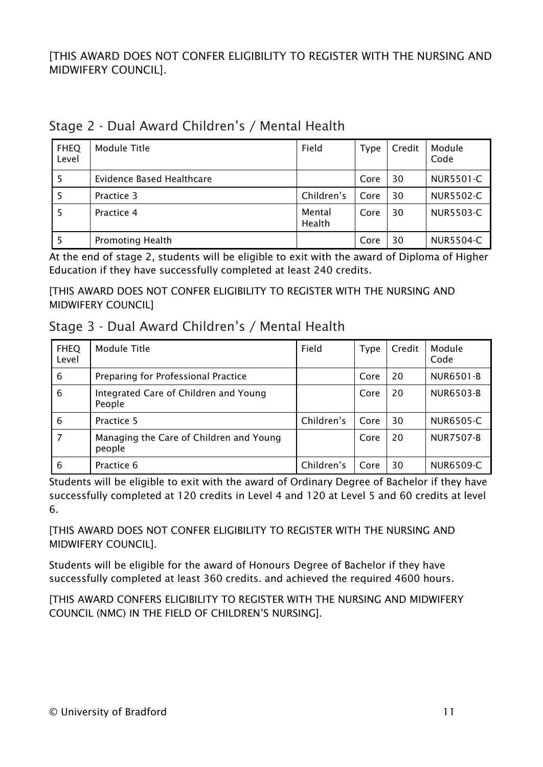[THIS AWARD DOES NOT CONFER ELIGIBILITY TO REGISTER WITH THE NURSING AND MIDWIFERY COUNCIL].

## Stage 2 - Dual Award Children's / Mental Health

| FHEQ Level | Module Title | Field | Type | Credit | Module Code |
|---|---|---|---|---|---|
| 5 | Evidence Based Healthcare | | Core | 30 | NUR5501-C |
| 5 | Practice 3 | Children's | Core | 30 | NUR5502-C |
| 5 | Practice 4 | Mental Health | Core | 30 | NUR5503-C |
| 5 | Promoting Health | | Core | 30 | NUR5504-C |

At the end of stage 2, students will be eligible to exit with the award of Diploma of Higher Education if they have successfully completed at least 240 credits.

[THIS AWARD DOES NOT CONFER ELIGIBILITY TO REGISTER WITH THE NURSING AND MIDWIFERY COUNCIL]

## Stage 3 - Dual Award Children's / Mental Health

| FHEQ Level | Module Title | Field | Type | Credit | Module Code |
|---|---|---|---|---|---|
| 6 | Preparing for Professional Practice | | Core | 20 | NUR6501-B |
| 6 | Integrated Care of Children and Young People | | Core | 20 | NUR6503-B |
| 6 | Practice 5 | Children's | Core | 30 | NUR6505-C |
| 7 | Managing the Care of Children and Young people | | Core | 20 | NUR7507-B |
| 6 | Practice 6 | Children's | Core | 30 | NUR6509-C |

Students will be eligible to exit with the award of Ordinary Degree of Bachelor if they have successfully completed at 120 credits in Level 4 and 120 at Level 5 and 60 credits at level 6.

[THIS AWARD DOES NOT CONFER ELIGIBILITY TO REGISTER WITH THE NURSING AND MIDWIFERY COUNCIL].

Students will be eligible for the award of Honours Degree of Bachelor if they have successfully completed at least 360 credits. and achieved the required 4600 hours.

[THIS AWARD CONFERS ELIGIBILITY TO REGISTER WITH THE NURSING AND MIDWIFERY COUNCIL (NMC) IN THE FIELD OF CHILDREN'S NURSING].

© University of Bradford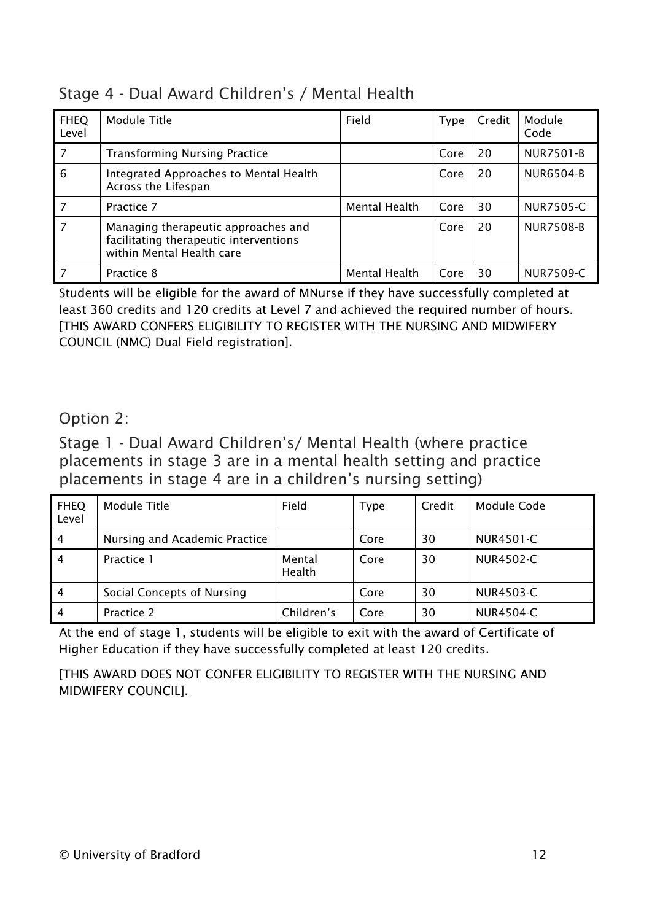## Stage 4 - Dual Award Children's / Mental Health

| FHEQ Level | Module Title | Field | Type | Credit | Module Code |
|---|---|---|---|---|---|
| 7 | Transforming Nursing Practice | | Core | 20 | NUR7501-B |
| 6 | Integrated Approaches to Mental Health Across the Lifespan | | Core | 20 | NUR6504-B |
| 7 | Practice 7 | Mental Health | Core | 30 | NUR7505-C |
| 7 | Managing therapeutic approaches and facilitating therapeutic interventions within Mental Health care | | Core | 20 | NUR7508-B |
| 7 | Practice 8 | Mental Health | Core | 30 | NUR7509-C |

Students will be eligible for the award of MNurse if they have successfully completed at least 360 credits and 120 credits at Level 7 and achieved the required number of hours. [THIS AWARD CONFERS ELIGIBILITY TO REGISTER WITH THE NURSING AND MIDWIFERY COUNCIL (NMC) Dual Field registration].

## Option 2:

## Stage 1 - Dual Award Children's/ Mental Health (where practice placements in stage 3 are in a mental health setting and practice placements in stage 4 are in a children's nursing setting)

| FHEQ Level | Module Title | Field | Type | Credit | Module Code |
|---|---|---|---|---|---|
| 4 | Nursing and Academic Practice | | Core | 30 | NUR4501-C |
| 4 | Practice 1 | Mental Health | Core | 30 | NUR4502-C |
| 4 | Social Concepts of Nursing | | Core | 30 | NUR4503-C |
| 4 | Practice 2 | Children's | Core | 30 | NUR4504-C |

At the end of stage 1, students will be eligible to exit with the award of Certificate of Higher Education if they have successfully completed at least 120 credits.

[THIS AWARD DOES NOT CONFER ELIGIBILITY TO REGISTER WITH THE NURSING AND MIDWIFERY COUNCIL].

© University of Bradford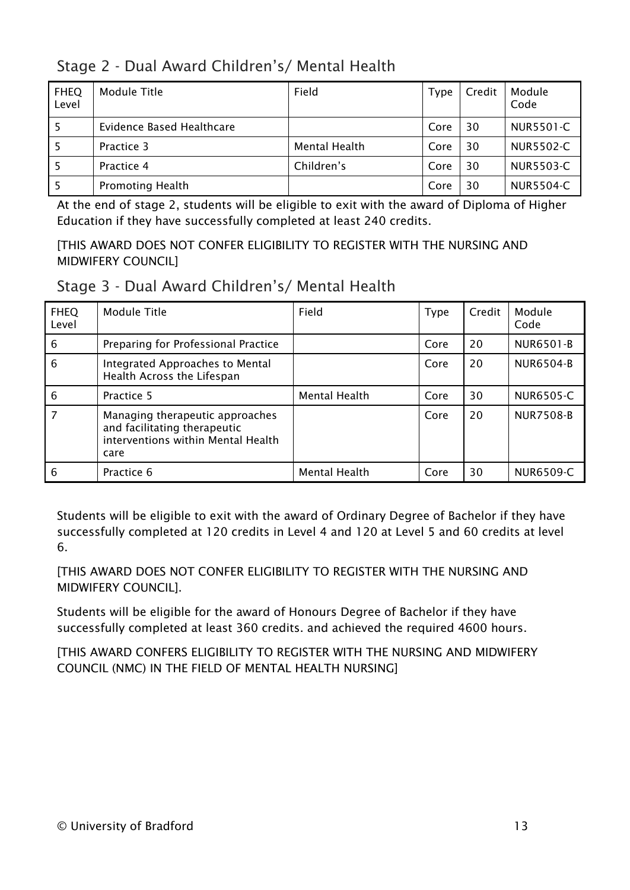## Stage 2 - Dual Award Children's/ Mental Health

| FHEQ Level | Module Title | Field | Type | Credit | Module Code |
|---|---|---|---|---|---|
| 5 | Evidence Based Healthcare | | Core | 30 | NUR5501-C |
| 5 | Practice 3 | Mental Health | Core | 30 | NUR5502-C |
| 5 | Practice 4 | Children's | Core | 30 | NUR5503-C |
| 5 | Promoting Health | | Core | 30 | NUR5504-C |

At the end of stage 2, students will be eligible to exit with the award of Diploma of Higher Education if they have successfully completed at least 240 credits.

[THIS AWARD DOES NOT CONFER ELIGIBILITY TO REGISTER WITH THE NURSING AND MIDWIFERY COUNCIL]

## Stage 3 - Dual Award Children's/ Mental Health

| FHEQ Level | Module Title | Field | Type | Credit | Module Code |
|---|---|---|---|---|---|
| 6 | Preparing for Professional Practice | | Core | 20 | NUR6501-B |
| 6 | Integrated Approaches to Mental Health Across the Lifespan | | Core | 20 | NUR6504-B |
| 6 | Practice 5 | Mental Health | Core | 30 | NUR6505-C |
| 7 | Managing therapeutic approaches and facilitating therapeutic interventions within Mental Health care | | Core | 20 | NUR7508-B |
| 6 | Practice 6 | Mental Health | Core | 30 | NUR6509-C |

Students will be eligible to exit with the award of Ordinary Degree of Bachelor if they have successfully completed at 120 credits in Level 4 and 120 at Level 5 and 60 credits at level 6.

[THIS AWARD DOES NOT CONFER ELIGIBILITY TO REGISTER WITH THE NURSING AND MIDWIFERY COUNCIL].

Students will be eligible for the award of Honours Degree of Bachelor if they have successfully completed at least 360 credits. and achieved the required 4600 hours.

[THIS AWARD CONFERS ELIGIBILITY TO REGISTER WITH THE NURSING AND MIDWIFERY COUNCIL (NMC) IN THE FIELD OF MENTAL HEALTH NURSING]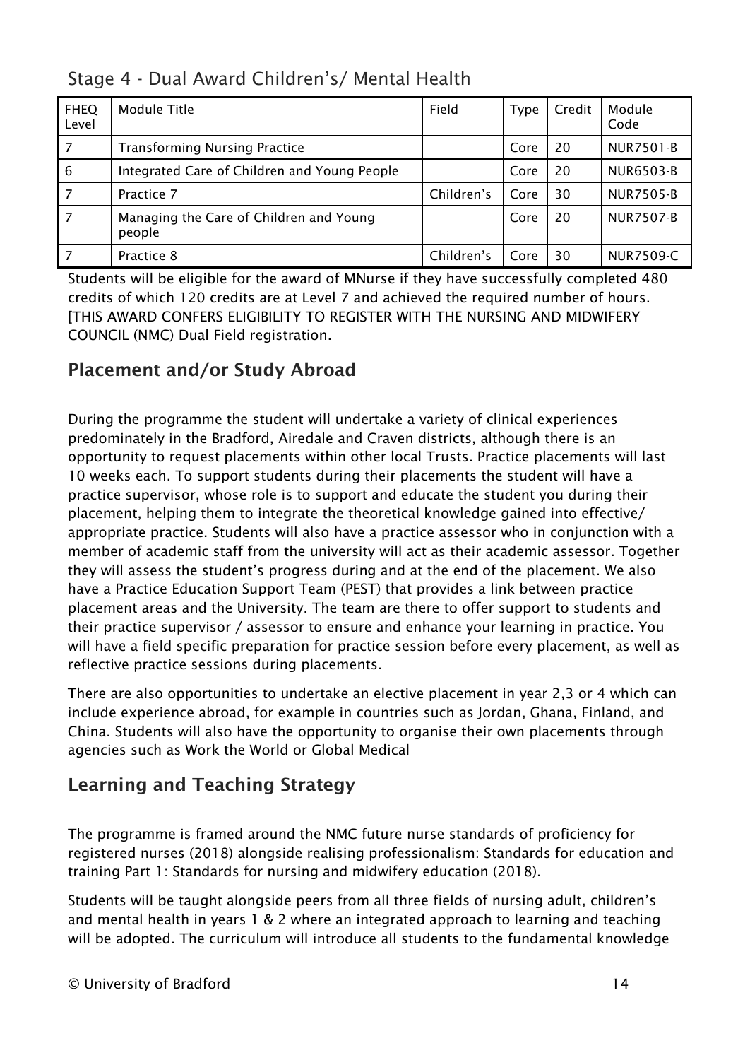## Stage 4 - Dual Award Children's/ Mental Health

| FHEQ Level | Module Title | Field | Type | Credit | Module Code |
|---|---|---|---|---|---|
| 7 | Transforming Nursing Practice | | Core | 20 | NUR7501-B |
| 6 | Integrated Care of Children and Young People | | Core | 20 | NUR6503-B |
| 7 | Practice 7 | Children's | Core | 30 | NUR7505-B |
| 7 | Managing the Care of Children and Young people | | Core | 20 | NUR7507-B |
| 7 | Practice 8 | Children's | Core | 30 | NUR7509-C |

Students will be eligible for the award of MNurse if they have successfully completed 480 credits of which 120 credits are at Level 7 and achieved the required number of hours. [THIS AWARD CONFERS ELIGIBILITY TO REGISTER WITH THE NURSING AND MIDWIFERY COUNCIL (NMC) Dual Field registration.

## Placement and/or Study Abroad

During the programme the student will undertake a variety of clinical experiences predominately in the Bradford, Airedale and Craven districts, although there is an opportunity to request placements within other local Trusts. Practice placements will last 10 weeks each. To support students during their placements the student will have a practice supervisor, whose role is to support and educate the student you during their placement, helping them to integrate the theoretical knowledge gained into effective/ appropriate practice. Students will also have a practice assessor who in conjunction with a member of academic staff from the university will act as their academic assessor. Together they will assess the student's progress during and at the end of the placement. We also have a Practice Education Support Team (PEST) that provides a link between practice placement areas and the University. The team are there to offer support to students and their practice supervisor / assessor to ensure and enhance your learning in practice. You will have a field specific preparation for practice session before every placement, as well as reflective practice sessions during placements.

There are also opportunities to undertake an elective placement in year 2,3 or 4 which can include experience abroad, for example in countries such as Jordan, Ghana, Finland, and China. Students will also have the opportunity to organise their own placements through agencies such as Work the World or Global Medical

## Learning and Teaching Strategy

The programme is framed around the NMC future nurse standards of proficiency for registered nurses (2018) alongside realising professionalism: Standards for education and training Part 1: Standards for nursing and midwifery education (2018).

Students will be taught alongside peers from all three fields of nursing adult, children's and mental health in years 1 & 2 where an integrated approach to learning and teaching will be adopted. The curriculum will introduce all students to the fundamental knowledge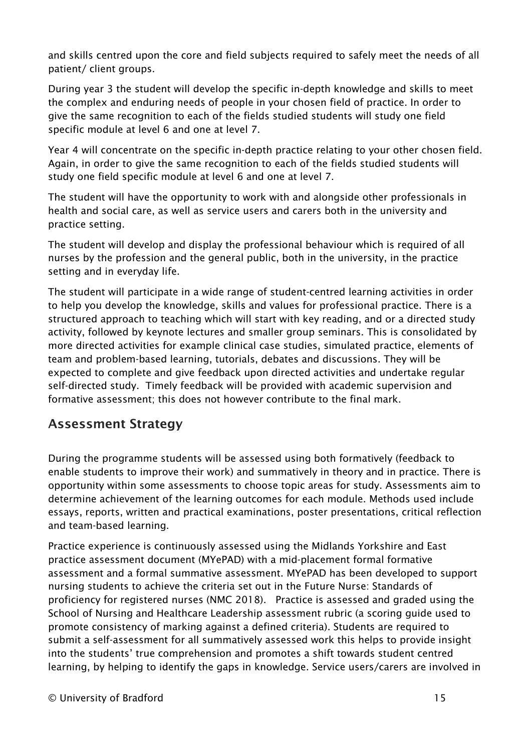and skills centred upon the core and field subjects required to safely meet the needs of all patient/ client groups.

During year 3 the student will develop the specific in-depth knowledge and skills to meet the complex and enduring needs of people in your chosen field of practice. In order to give the same recognition to each of the fields studied students will study one field specific module at level 6 and one at level 7.

Year 4 will concentrate on the specific in-depth practice relating to your other chosen field. Again, in order to give the same recognition to each of the fields studied students will study one field specific module at level 6 and one at level 7.

The student will have the opportunity to work with and alongside other professionals in health and social care, as well as service users and carers both in the university and practice setting.

The student will develop and display the professional behaviour which is required of all nurses by the profession and the general public, both in the university, in the practice setting and in everyday life.

The student will participate in a wide range of student-centred learning activities in order to help you develop the knowledge, skills and values for professional practice. There is a structured approach to teaching which will start with key reading, and or a directed study activity, followed by keynote lectures and smaller group seminars. This is consolidated by more directed activities for example clinical case studies, simulated practice, elements of team and problem-based learning, tutorials, debates and discussions. They will be expected to complete and give feedback upon directed activities and undertake regular self-directed study. Timely feedback will be provided with academic supervision and formative assessment; this does not however contribute to the final mark.

## Assessment Strategy

During the programme students will be assessed using both formatively (feedback to enable students to improve their work) and summatively in theory and in practice. There is opportunity within some assessments to choose topic areas for study. Assessments aim to determine achievement of the learning outcomes for each module. Methods used include essays, reports, written and practical examinations, poster presentations, critical reflection and team-based learning.

Practice experience is continuously assessed using the Midlands Yorkshire and East practice assessment document (MYePAD) with a mid-placement formal formative assessment and a formal summative assessment. MYePAD has been developed to support nursing students to achieve the criteria set out in the Future Nurse: Standards of proficiency for registered nurses (NMC 2018). Practice is assessed and graded using the School of Nursing and Healthcare Leadership assessment rubric (a scoring guide used to promote consistency of marking against a defined criteria). Students are required to submit a self-assessment for all summatively assessed work this helps to provide insight into the students' true comprehension and promotes a shift towards student centred learning, by helping to identify the gaps in knowledge. Service users/carers are involved in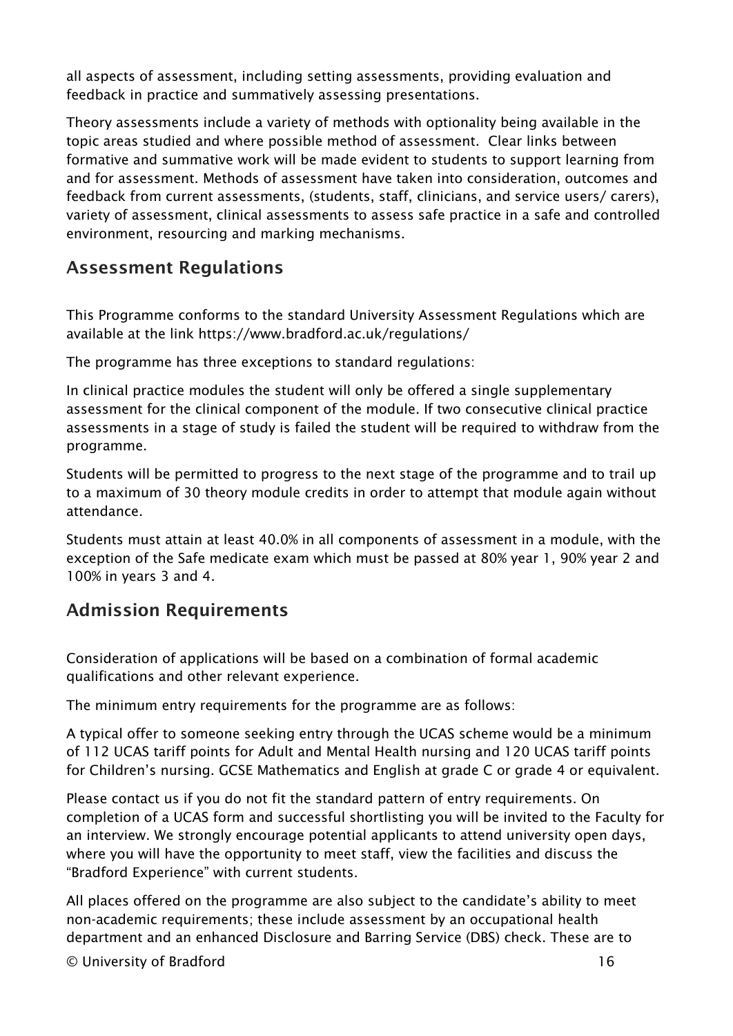all aspects of assessment, including setting assessments, providing evaluation and feedback in practice and summatively assessing presentations.

Theory assessments include a variety of methods with optionality being available in the topic areas studied and where possible method of assessment. Clear links between formative and summative work will be made evident to students to support learning from and for assessment. Methods of assessment have taken into consideration, outcomes and feedback from current assessments, (students, staff, clinicians, and service users/ carers), variety of assessment, clinical assessments to assess safe practice in a safe and controlled environment, resourcing and marking mechanisms.

## Assessment Regulations

This Programme conforms to the standard University Assessment Regulations which are available at the link https://www.bradford.ac.uk/regulations/

The programme has three exceptions to standard regulations:

In clinical practice modules the student will only be offered a single supplementary assessment for the clinical component of the module. If two consecutive clinical practice assessments in a stage of study is failed the student will be required to withdraw from the programme.

Students will be permitted to progress to the next stage of the programme and to trail up to a maximum of 30 theory module credits in order to attempt that module again without attendance.

Students must attain at least 40.0% in all components of assessment in a module, with the exception of the Safe medicate exam which must be passed at 80% year 1, 90% year 2 and 100% in years 3 and 4.

## Admission Requirements

Consideration of applications will be based on a combination of formal academic qualifications and other relevant experience.

The minimum entry requirements for the programme are as follows:

A typical offer to someone seeking entry through the UCAS scheme would be a minimum of 112 UCAS tariff points for Adult and Mental Health nursing and 120 UCAS tariff points for Children's nursing. GCSE Mathematics and English at grade C or grade 4 or equivalent.

Please contact us if you do not fit the standard pattern of entry requirements. On completion of a UCAS form and successful shortlisting you will be invited to the Faculty for an interview. We strongly encourage potential applicants to attend university open days, where you will have the opportunity to meet staff, view the facilities and discuss the "Bradford Experience" with current students.

All places offered on the programme are also subject to the candidate's ability to meet non-academic requirements; these include assessment by an occupational health department and an enhanced Disclosure and Barring Service (DBS) check. These are to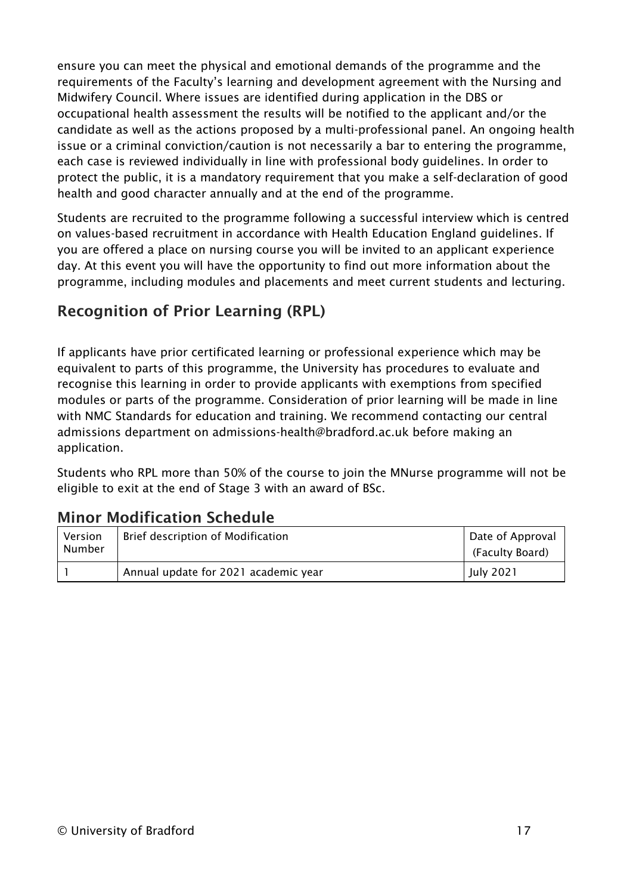ensure you can meet the physical and emotional demands of the programme and the requirements of the Faculty's learning and development agreement with the Nursing and Midwifery Council. Where issues are identified during application in the DBS or occupational health assessment the results will be notified to the applicant and/or the candidate as well as the actions proposed by a multi-professional panel. An ongoing health issue or a criminal conviction/caution is not necessarily a bar to entering the programme, each case is reviewed individually in line with professional body guidelines. In order to protect the public, it is a mandatory requirement that you make a self-declaration of good health and good character annually and at the end of the programme.

Students are recruited to the programme following a successful interview which is centred on values-based recruitment in accordance with Health Education England guidelines. If you are offered a place on nursing course you will be invited to an applicant experience day. At this event you will have the opportunity to find out more information about the programme, including modules and placements and meet current students and lecturing.

## Recognition of Prior Learning (RPL)

If applicants have prior certificated learning or professional experience which may be equivalent to parts of this programme, the University has procedures to evaluate and recognise this learning in order to provide applicants with exemptions from specified modules or parts of the programme. Consideration of prior learning will be made in line with NMC Standards for education and training. We recommend contacting our central admissions department on admissions-health@bradford.ac.uk before making an application.

Students who RPL more than 50% of the course to join the MNurse programme will not be eligible to exit at the end of Stage 3 with an award of BSc.

## Minor Modification Schedule

| Version Number | Brief description of Modification | Date of Approval (Faculty Board) |
|---|---|---|
| 1 | Annual update for 2021 academic year | July 2021 |

© University of Bradford